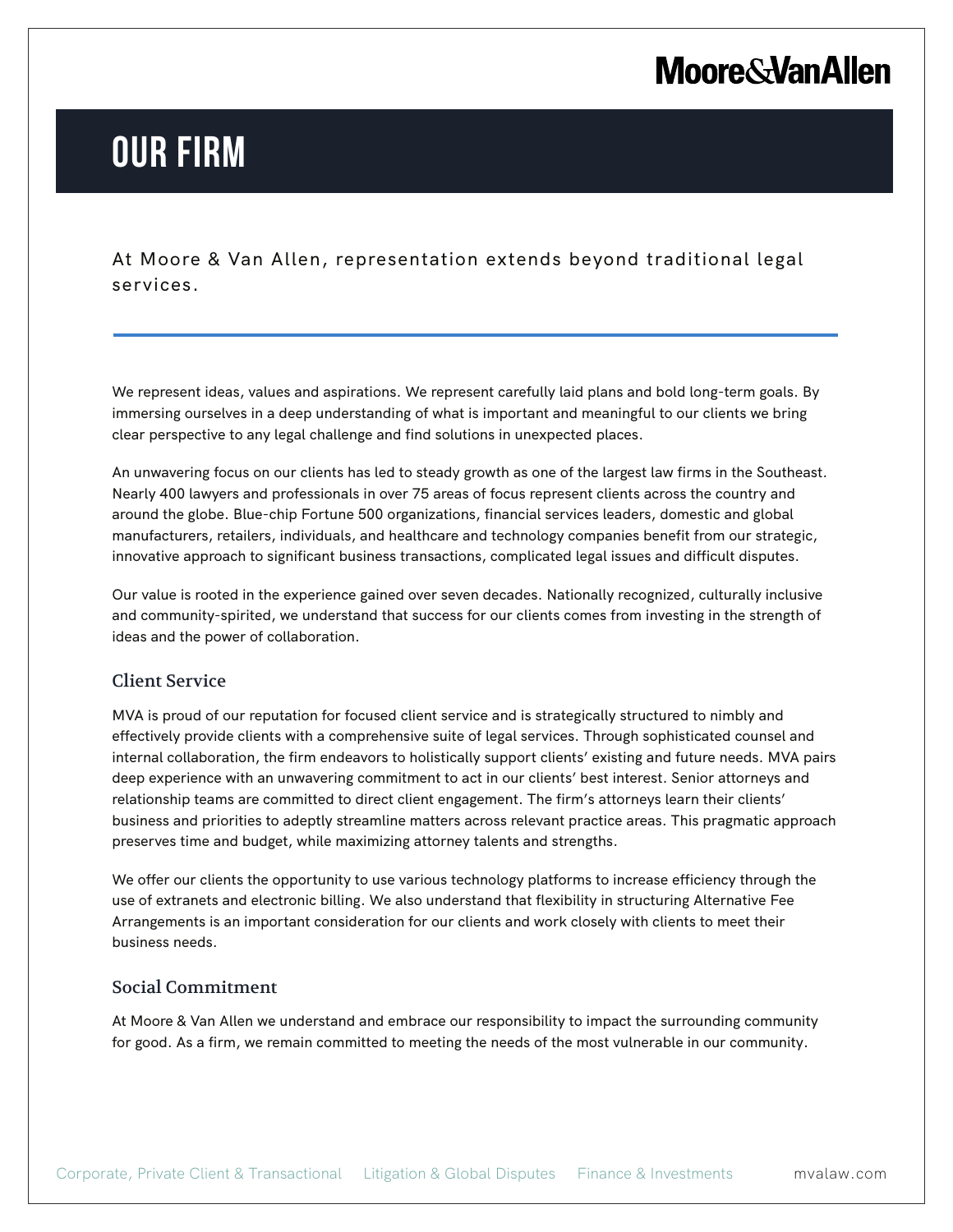# OUR FIRM

At Moore & Van Allen, representation extends beyond traditional legal services.

---

We represent ideas, values and aspirations. We represent carefully laid plans and bold long-term goals. By immersing ourselves in a deep understanding of what is important and meaningful to our clients we bring clear perspective to any legal challenge and find solutions in unexpected places.

An unwavering focus on our clients has led to steady growth as one of the largest law firms in the Southeast. Nearly 400 lawyers and professionals in over 75 areas of focus represent clients across the country and around the globe. Blue-chip Fortune 500 organizations, financial services leaders, domestic and global manufacturers, retailers, individuals, and healthcare and technology companies benefit from our strategic, innovative approach to significant business transactions, complicated legal issues and difficult disputes.

Our value is rooted in the experience gained over seven decades. Nationally recognized, culturally inclusive and community-spirited, we understand that success for our clients comes from investing in the strength of ideas and the power of collaboration.

## Client Service

MVA is proud of our reputation for focused client service and is strategically structured to nimbly and effectively provide clients with a comprehensive suite of legal services. Through sophisticated counsel and internal collaboration, the firm endeavors to holistically support clients' existing and future needs. MVA pairs deep experience with an unwavering commitment to act in our clients' best interest. Senior attorneys and relationship teams are committed to direct client engagement. The firm's attorneys learn their clients' business and priorities to adeptly streamline matters across relevant practice areas. This pragmatic approach preserves time and budget, while maximizing attorney talents and strengths.

We offer our clients the opportunity to use various technology platforms to increase efficiency through the use of extranets and electronic billing. We also understand that flexibility in structuring Alternative Fee Arrangements is an important consideration for our clients and work closely with clients to meet their business needs.

## Social Commitment

At Moore & Van Allen we understand and embrace our responsibility to impact the surrounding community for good. As a firm, we remain committed to meeting the needs of the most vulnerable in our community.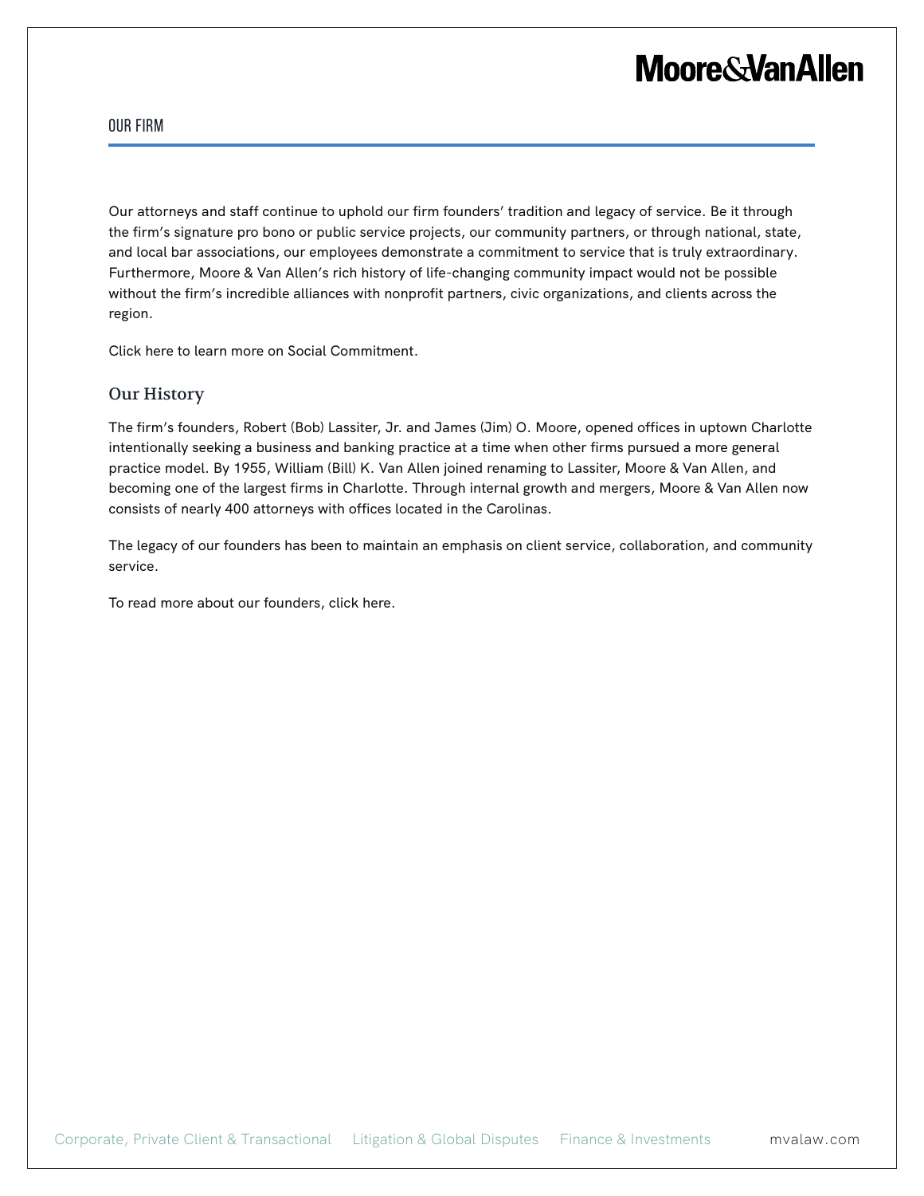Our attorneys and staff continue to uphold our firm founders' tradition and legacy of service. Be it through the firm's signature pro bono or public service projects, our community partners, or through national, state, and local bar associations, our employees demonstrate a commitment to service that is truly extraordinary. Furthermore, Moore & Van Allen's rich history of life-changing community impact would not be possible without the firm's incredible alliances with nonprofit partners, civic organizations, and clients across the region.

Click here to learn more on Social Commitment.

## Our History

The firm's founders, Robert (Bob) Lassiter, Jr. and James (Jim) O. Moore, opened offices in uptown Charlotte intentionally seeking a business and banking practice at a time when other firms pursued a more general practice model. By 1955, William (Bill) K. Van Allen joined renaming to Lassiter, Moore & Van Allen, and becoming one of the largest firms in Charlotte. Through internal growth and mergers, Moore & Van Allen now consists of nearly 400 attorneys with offices located in the Carolinas.

The legacy of our founders has been to maintain an emphasis on client service, collaboration, and community service.

To read more about our founders, click here.